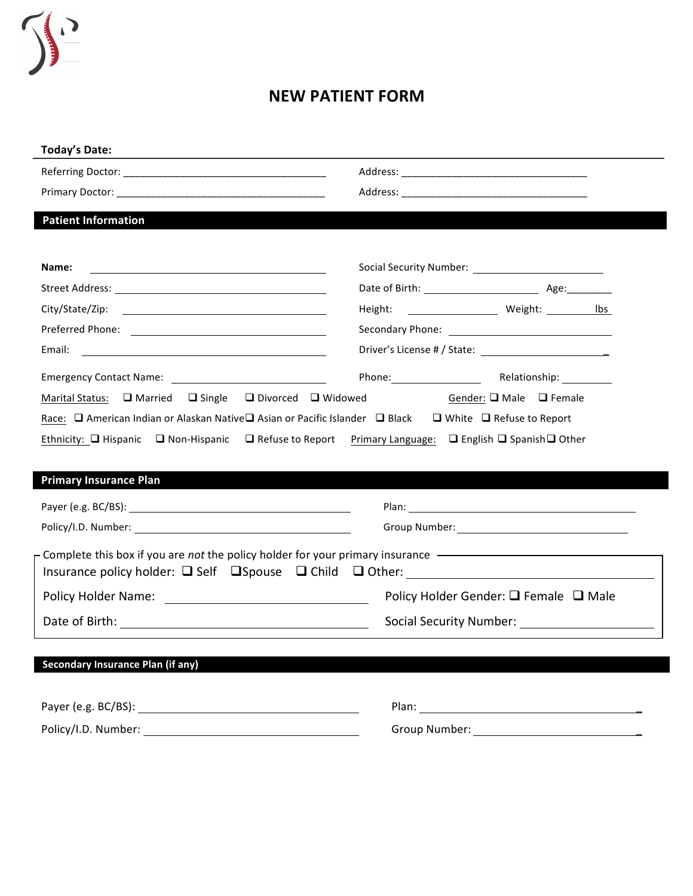# NEW PATIENT FORM

**Today's Date:**

Referring Doctor: ____________________________________ Address: _________________________________

Primary Doctor: ____________________________________ Address: _________________________________

## Patient Information

**Name:** ____________________________________ Social Security Number: ______________________

Street Address: ____________________________________ Date of Birth: ____________________ Age:________

City/State/Zip: ____________________________________ Height: _______________ Weight: _________ lbs

Preferred Phone: ____________________________________ Secondary Phone: ______________________

Email: ____________________________________ Driver's License # / State: ______________________

Emergency Contact Name: ______________________ Phone: _______________ Relationship: _________

Marital Status: ❑ Married ❑ Single ❑ Divorced ❑ Widowed Gender: ❑ Male ❑ Female

Race: ❑ American Indian or Alaskan Native ❑ Asian or Pacific Islander ❑ Black ❑ White ❑ Refuse to Report

Ethnicity: ❑ Hispanic ❑ Non-Hispanic ❑ Refuse to Report Primary Language: ❑ English ❑ Spanish ❑ Other

## Primary Insurance Plan

Payer (e.g. BC/BS): ______________________________ Plan: ______________________________

Policy/I.D. Number: ______________________________ Group Number: ______________________________

Complete this box if you are *not* the policy holder for your primary insurance

Insurance policy holder: ❑ Self ❑ Spouse ❑ Child ❑ Other: ______________________________

Policy Holder Name: ______________________________ Policy Holder Gender: ❑ Female ❑ Male

Date of Birth: ______________________________ Social Security Number: ______________________

## Secondary Insurance Plan (if any)

Payer (e.g. BC/BS): ______________________________ Plan: ______________________________

Policy/I.D. Number: ______________________________ Group Number: ______________________________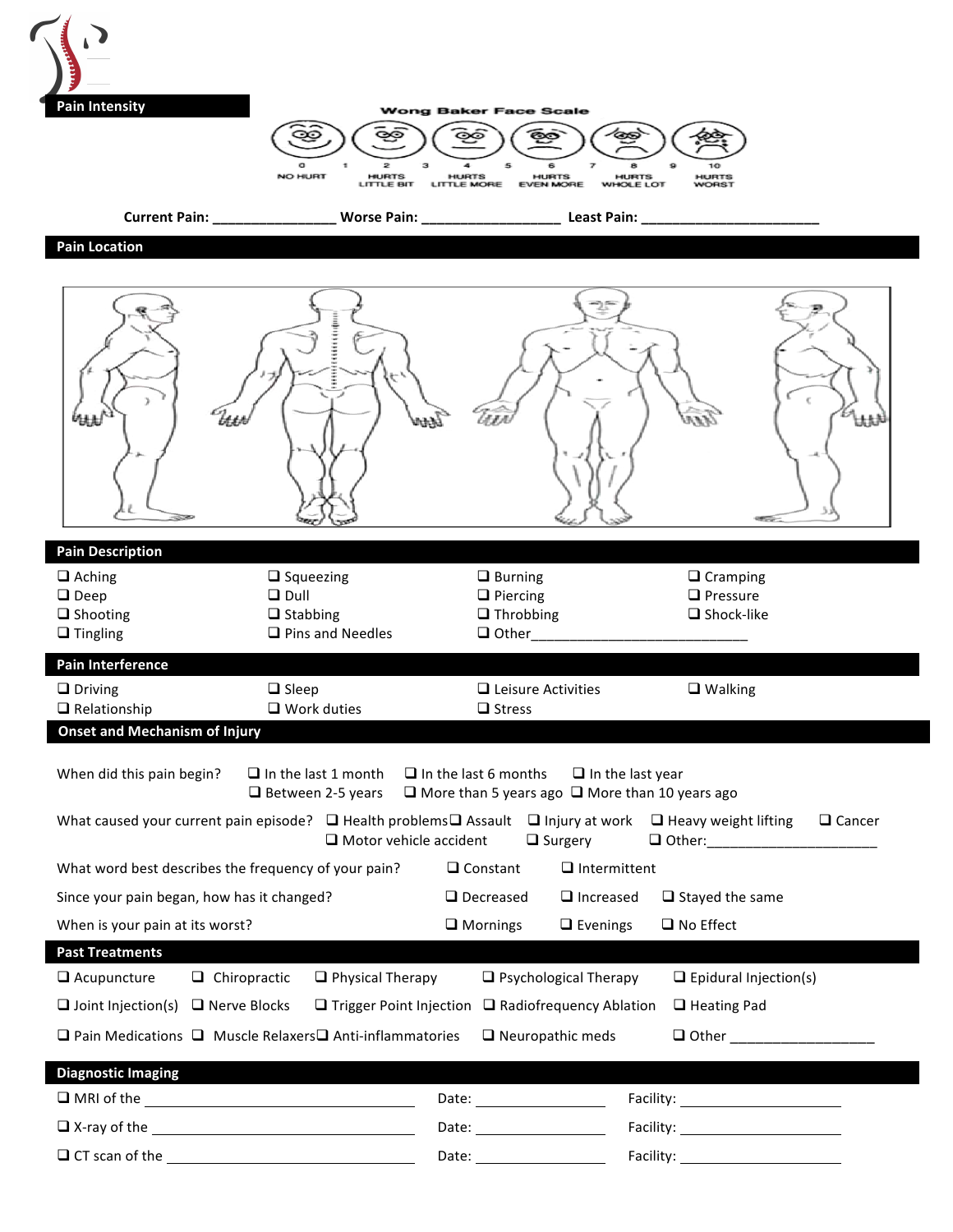## Pain Intensity

**Wong Baker Face Scale**

0 NO HURT · 1 · 2 HURTS LITTLE BIT · 3 · 4 HURTS LITTLE MORE · 5 · 6 HURTS EVEN MORE · 7 · 8 HURTS WHOLE LOT · 9 · 10 HURTS WORST

**Current Pain:** ________________ **Worse Pain:** __________________ **Least Pain:** ________________________

## Pain Location

## Pain Description

- ❑ Aching
- ❑ Deep
- ❑ Shooting
- ❑ Tingling
- ❑ Squeezing
- ❑ Dull
- ❑ Stabbing
- ❑ Pins and Needles
- ❑ Burning
- ❑ Piercing
- ❑ Throbbing
- ❑ Other____________________________
- ❑ Cramping
- ❑ Pressure
- ❑ Shock-like

## Pain Interference

- ❑ Driving
- ❑ Relationship
- ❑ Sleep
- ❑ Work duties
- ❑ Leisure Activities
- ❑ Stress
- ❑ Walking

## Onset and Mechanism of Injury

When did this pain begin? ❑ In the last 1 month ❑ In the last 6 months ❑ In the last year ❑ Between 2-5 years ❑ More than 5 years ago ❑ More than 10 years ago

What caused your current pain episode? ❑ Health problems ❑ Assault ❑ Injury at work ❑ Heavy weight lifting ❑ Cancer ❑ Motor vehicle accident ❑ Surgery ❑ Other:____________________

What word best describes the frequency of your pain? ❑ Constant ❑ Intermittent

Since your pain began, how has it changed? ❑ Decreased ❑ Increased ❑ Stayed the same

When is your pain at its worst? ❑ Mornings ❑ Evenings ❑ No Effect

## Past Treatments

- ❑ Acupuncture
- ❑ Chiropractic
- ❑ Physical Therapy
- ❑ Psychological Therapy
- ❑ Epidural Injection(s)
- ❑ Joint Injection(s)
- ❑ Nerve Blocks
- ❑ Trigger Point Injection
- ❑ Radiofrequency Ablation
- ❑ Heating Pad
- ❑ Pain Medications
- ❑ Muscle Relaxers
- ❑ Anti-inflammatories
- ❑ Neuropathic meds
- ❑ Other ___________________

## Diagnostic Imaging

❑ MRI of the ______________________________ Date: ________________ Facility: ____________________

❑ X-ray of the ______________________________ Date: ________________ Facility: ____________________

❑ CT scan of the ____________________________ Date: ________________ Facility: ____________________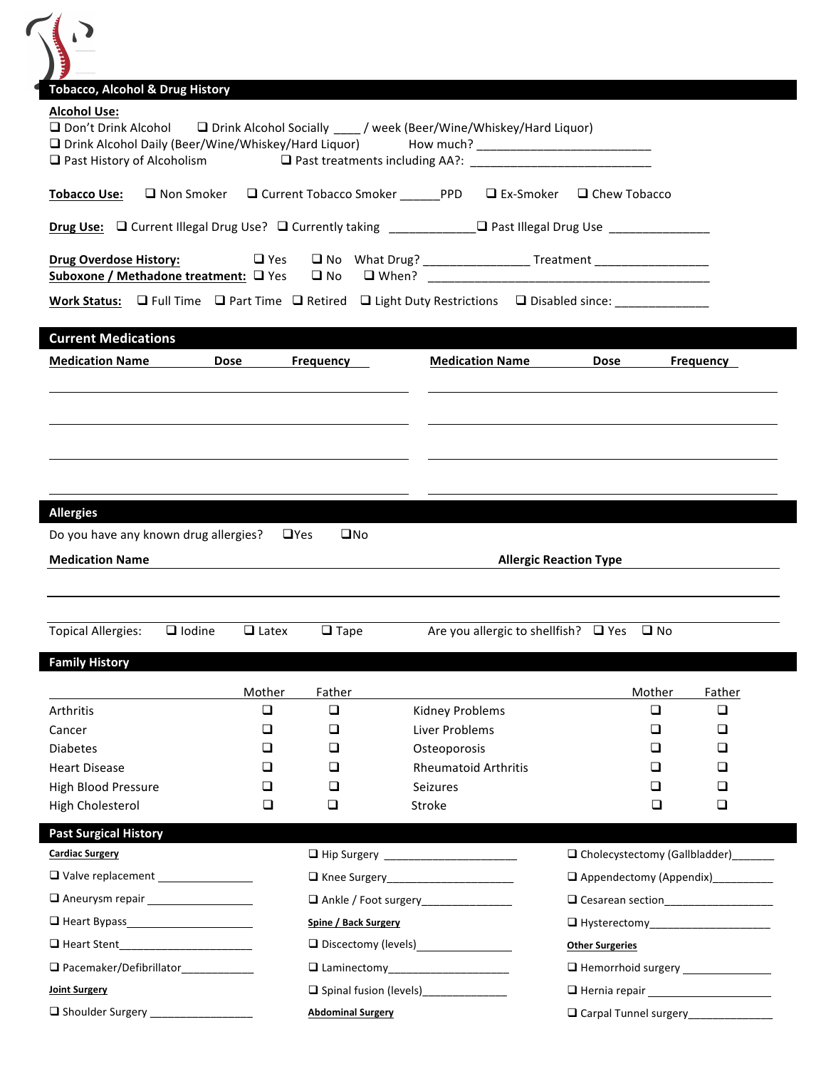## Tobacco, Alcohol & Drug History

**Alcohol Use:**

- ☐ Don't Drink Alcohol  ☐ Drink Alcohol Socially ____ / week (Beer/Wine/Whiskey/Hard Liquor)
- ☐ Drink Alcohol Daily (Beer/Wine/Whiskey/Hard Liquor)  How much? ___________________________
- ☐ Past History of Alcoholism  ☐ Past treatments including AA?: ___________________________

**Tobacco Use:** ☐ Non Smoker  ☐ Current Tobacco Smoker ______PPD  ☐ Ex-Smoker  ☐ Chew Tobacco

**Drug Use:** ☐ Current Illegal Drug Use? ☐ Currently taking ____________ ☐ Past Illegal Drug Use _______________

**Drug Overdose History:** ☐ Yes ☐ No What Drug? ________________ Treatment _________________

**Suboxone / Methadone treatment:** ☐ Yes ☐ No ☐ When? _____________________________________________

**Work Status:** ☐ Full Time ☐ Part Time ☐ Retired ☐ Light Duty Restrictions ☐ Disabled since: ______________

## Current Medications

| Medication Name | Dose | Frequency | Medication Name | Dose | Frequency |
|---|---|---|---|---|---|
| | | | | | |
| | | | | | |
| | | | | | |
| | | | | | |

## Allergies

Do you have any known drug allergies? ☐Yes ☐No

| Medication Name | Allergic Reaction Type |
|---|---|
| | |
| | |

Topical Allergies: ☐ Iodine ☐ Latex ☐ Tape  Are you allergic to shellfish? ☐ Yes ☐ No

## Family History

| | Mother | Father | | Mother | Father |
|---|---|---|---|---|---|
| Arthritis | ☐ | ☐ | Kidney Problems | ☐ | ☐ |
| Cancer | ☐ | ☐ | Liver Problems | ☐ | ☐ |
| Diabetes | ☐ | ☐ | Osteoporosis | ☐ | ☐ |
| Heart Disease | ☐ | ☐ | Rheumatoid Arthritis | ☐ | ☐ |
| High Blood Pressure | ☐ | ☐ | Seizures | ☐ | ☐ |
| High Cholesterol | ☐ | ☐ | Stroke | ☐ | ☐ |

## Past Surgical History

**Cardiac Surgery**

- ☐ Valve replacement _______________
- ☐ Aneurysm repair _______________
- ☐ Heart Bypass_______________
- ☐ Heart Stent_______________
- ☐ Pacemaker/Defibrillator____________

**Joint Surgery**

- ☐ Shoulder Surgery _________________
- ☐ Hip Surgery _____________________
- ☐ Knee Surgery_____________________
- ☐ Ankle / Foot surgery_______________

**Spine / Back Surgery**

- ☐ Discectomy (levels)________________
- ☐ Laminectomy____________________
- ☐ Spinal fusion (levels)______________

**Abdominal Surgery**

- ☐ Cholecystectomy (Gallbladder)_______
- ☐ Appendectomy (Appendix)_________
- ☐ Cesarean section__________________
- ☐ Hysterectomy____________________

**Other Surgeries**

- ☐ Hemorrhoid surgery _______________
- ☐ Hernia repair ____________________
- ☐ Carpal Tunnel surgery______________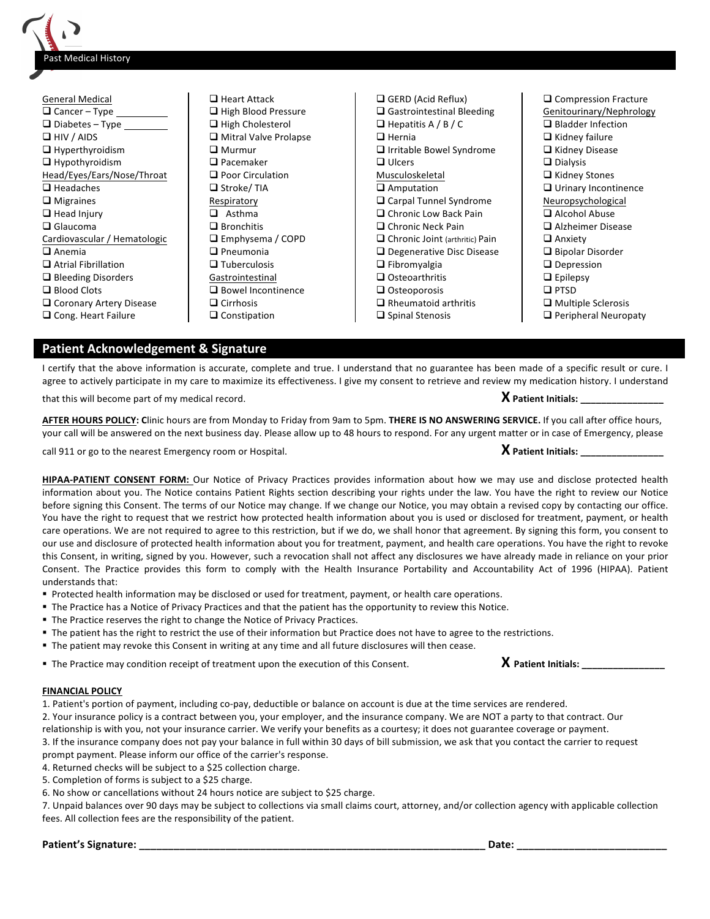## Past Medical History

**General Medical**
- ❑ Cancer – Type ________
- ❑ Diabetes – Type ________
- ❑ HIV / AIDS
- ❑ Hyperthyroidism
- ❑ Hypothyroidism

**Head/Eyes/Ears/Nose/Throat**
- ❑ Headaches
- ❑ Migraines
- ❑ Head Injury
- ❑ Glaucoma

**Cardiovascular / Hematologic**
- ❑ Anemia
- ❑ Atrial Fibrillation
- ❑ Bleeding Disorders
- ❑ Blood Clots
- ❑ Coronary Artery Disease
- ❑ Cong. Heart Failure
- ❑ Heart Attack
- ❑ High Blood Pressure
- ❑ High Cholesterol
- ❑ Mitral Valve Prolapse
- ❑ Murmur
- ❑ Pacemaker
- ❑ Poor Circulation
- ❑ Stroke/ TIA

**Respiratory**
- ❑ Asthma
- ❑ Bronchitis
- ❑ Emphysema / COPD
- ❑ Pneumonia
- ❑ Tuberculosis

**Gastrointestinal**
- ❑ Bowel Incontinence
- ❑ Cirrhosis
- ❑ Constipation
- ❑ GERD (Acid Reflux)
- ❑ Gastrointestinal Bleeding
- ❑ Hepatitis A / B / C
- ❑ Hernia
- ❑ Irritable Bowel Syndrome
- ❑ Ulcers

**Musculoskeletal**
- ❑ Amputation
- ❑ Carpal Tunnel Syndrome
- ❑ Chronic Low Back Pain
- ❑ Chronic Neck Pain
- ❑ Chronic Joint (arthritic) Pain
- ❑ Degenerative Disc Disease
- ❑ Fibromyalgia
- ❑ Osteoarthritis
- ❑ Osteoporosis
- ❑ Rheumatoid arthritis
- ❑ Spinal Stenosis
- ❑ Compression Fracture

**Genitourinary/Nephrology**
- ❑ Bladder Infection
- ❑ Kidney failure
- ❑ Kidney Disease
- ❑ Dialysis
- ❑ Kidney Stones
- ❑ Urinary Incontinence

**Neuropsychological**
- ❑ Alcohol Abuse
- ❑ Alzheimer Disease
- ❑ Anxiety
- ❑ Bipolar Disorder
- ❑ Depression
- ❑ Epilepsy
- ❑ PTSD
- ❑ Multiple Sclerosis
- ❑ Peripheral Neuropaty

## Patient Acknowledgement & Signature

I certify that the above information is accurate, complete and true. I understand that no guarantee has been made of a specific result or cure. I agree to actively participate in my care to maximize its effectiveness. I give my consent to retrieve and review my medication history. I understand that this will become part of my medical record.

**X Patient Initials: ________________**

**AFTER HOURS POLICY: C**linic hours are from Monday to Friday from 9am to 5pm. **THERE IS NO ANSWERING SERVICE.** If you call after office hours, your call will be answered on the next business day. Please allow up to 48 hours to respond. For any urgent matter or in case of Emergency, please call 911 or go to the nearest Emergency room or Hospital.

**X Patient Initials: ________________**

**HIPAA-PATIENT CONSENT FORM:** Our Notice of Privacy Practices provides information about how we may use and disclose protected health information about you. The Notice contains Patient Rights section describing your rights under the law. You have the right to review our Notice before signing this Consent. The terms of our Notice may change. If we change our Notice, you may obtain a revised copy by contacting our office. You have the right to request that we restrict how protected health information about you is used or disclosed for treatment, payment, or health care operations. We are not required to agree to this restriction, but if we do, we shall honor that agreement. By signing this form, you consent to our use and disclosure of protected health information about you for treatment, payment, and health care operations. You have the right to revoke this Consent, in writing, signed by you. However, such a revocation shall not affect any disclosures we have already made in reliance on your prior Consent. The Practice provides this form to comply with the Health Insurance Portability and Accountability Act of 1996 (HIPAA). Patient understands that:

- Protected health information may be disclosed or used for treatment, payment, or health care operations.
- The Practice has a Notice of Privacy Practices and that the patient has the opportunity to review this Notice.
- The Practice reserves the right to change the Notice of Privacy Practices.
- The patient has the right to restrict the use of their information but Practice does not have to agree to the restrictions.
- The patient may revoke this Consent in writing at any time and all future disclosures will then cease.
- The Practice may condition receipt of treatment upon the execution of this Consent.

**X Patient Initials: ________________**

**FINANCIAL POLICY**

1. Patient's portion of payment, including co-pay, deductible or balance on account is due at the time services are rendered.
2. Your insurance policy is a contract between you, your employer, and the insurance company. We are NOT a party to that contract. Our relationship is with you, not your insurance carrier. We verify your benefits as a courtesy; it does not guarantee coverage or payment.
3. If the insurance company does not pay your balance in full within 30 days of bill submission, we ask that you contact the carrier to request prompt payment. Please inform our office of the carrier's response.
4. Returned checks will be subject to a $25 collection charge.
5. Completion of forms is subject to a $25 charge.
6. No show or cancellations without 24 hours notice are subject to $25 charge.
7. Unpaid balances over 90 days may be subject to collections via small claims court, attorney, and/or collection agency with applicable collection fees. All collection fees are the responsibility of the patient.

**Patient's Signature: ________________________________________________ Date: ____________________**